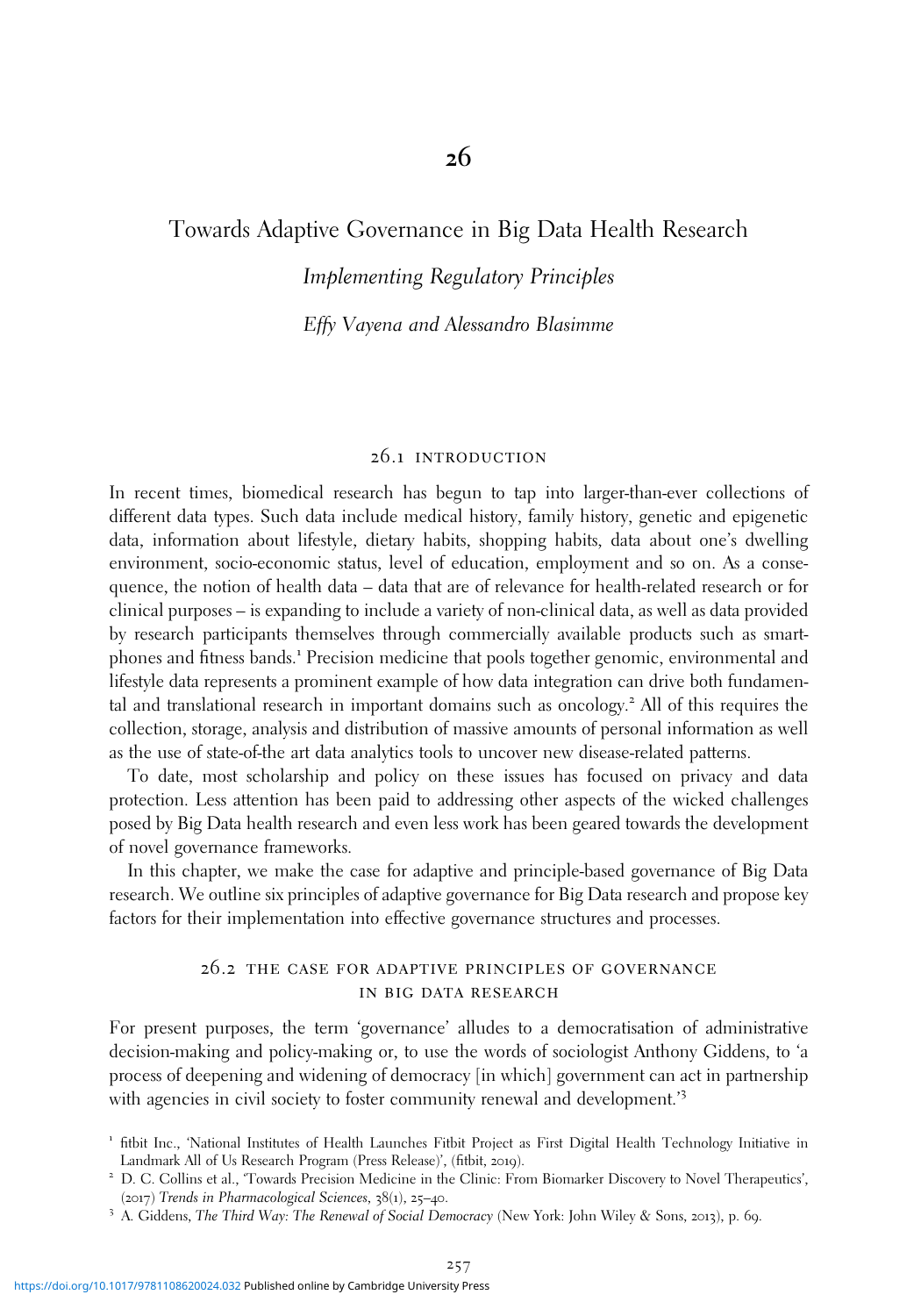# 26

# Towards Adaptive Governance in Big Data Health Research

## *Implementing Regulatory Principles*

*Effy Vayena and Alessandro Blasimme*

### 26.1 INTRODUCTION

In recent times, biomedical research has begun to tap into larger-than-ever collections of different data types. Such data include medical history, family history, genetic and epigenetic data, information about lifestyle, dietary habits, shopping habits, data about one's dwelling environment, socio-economic status, level of education, employment and so on. As a consequence, the notion of health data – data that are of relevance for health-related research or for clinical purposes – is expanding to include a variety of non-clinical data, as well as data provided by research participants themselves through commercially available products such as smartphones and fitness bands.[1] Precision medicine that pools together genomic, environmental and lifestyle data represents a prominent example of how data integration can drive both fundamental and translational research in important domains such as oncology.[2] All of this requires the collection, storage, analysis and distribution of massive amounts of personal information as well as the use of state-of-the art data analytics tools to uncover new disease-related patterns.

To date, most scholarship and policy on these issues has focused on privacy and data protection. Less attention has been paid to addressing other aspects of the wicked challenges posed by Big Data health research and even less work has been geared towards the development of novel governance frameworks.

In this chapter, we make the case for adaptive and principle-based governance of Big Data research. We outline six principles of adaptive governance for Big Data research and propose key factors for their implementation into effective governance structures and processes.

### 26.2 THE CASE FOR ADAPTIVE PRINCIPLES OF GOVERNANCE IN BIG DATA RESEARCH

For present purposes, the term 'governance' alludes to a democratisation of administrative decision-making and policy-making or, to use the words of sociologist Anthony Giddens, to 'a process of deepening and widening of democracy [in which] government can act in partnership with agencies in civil society to foster community renewal and development.'[3]

[1] fitbit Inc., 'National Institutes of Health Launches Fitbit Project as First Digital Health Technology Initiative in Landmark All of Us Research Program (Press Release)', (fitbit, 2019).

[2] D. C. Collins et al., 'Towards Precision Medicine in the Clinic: From Biomarker Discovery to Novel Therapeutics', (2017) *Trends in Pharmacological Sciences*, 38(1), 25–40.

[3] A. Giddens, *The Third Way: The Renewal of Social Democracy* (New York: John Wiley & Sons, 2013), p. 69.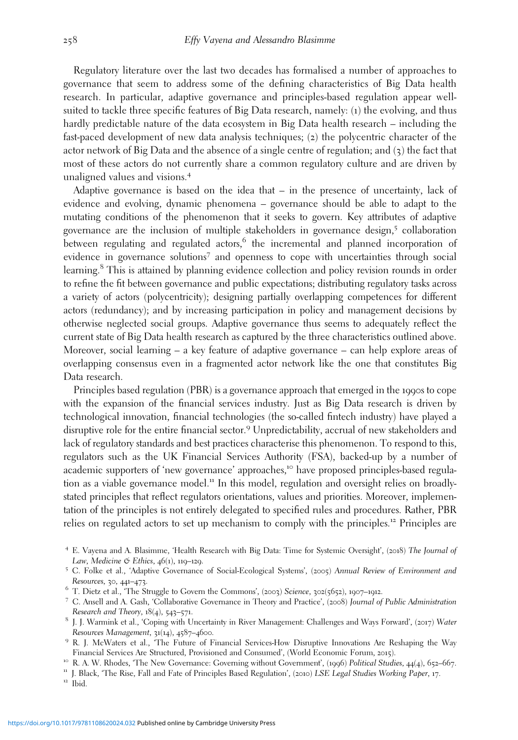Regulatory literature over the last two decades has formalised a number of approaches to governance that seem to address some of the defining characteristics of Big Data health research. In particular, adaptive governance and principles-based regulation appear well-suited to tackle three specific features of Big Data research, namely: (1) the evolving, and thus hardly predictable nature of the data ecosystem in Big Data health research – including the fast-paced development of new data analysis techniques; (2) the polycentric character of the actor network of Big Data and the absence of a single centre of regulation; and (3) the fact that most of these actors do not currently share a common regulatory culture and are driven by unaligned values and visions.[4]

Adaptive governance is based on the idea that – in the presence of uncertainty, lack of evidence and evolving, dynamic phenomena – governance should be able to adapt to the mutating conditions of the phenomenon that it seeks to govern. Key attributes of adaptive governance are the inclusion of multiple stakeholders in governance design,[5] collaboration between regulating and regulated actors,[6] the incremental and planned incorporation of evidence in governance solutions[7] and openness to cope with uncertainties through social learning.[8] This is attained by planning evidence collection and policy revision rounds in order to refine the fit between governance and public expectations; distributing regulatory tasks across a variety of actors (polycentricity); designing partially overlapping competences for different actors (redundancy); and by increasing participation in policy and management decisions by otherwise neglected social groups. Adaptive governance thus seems to adequately reflect the current state of Big Data health research as captured by the three characteristics outlined above. Moreover, social learning – a key feature of adaptive governance – can help explore areas of overlapping consensus even in a fragmented actor network like the one that constitutes Big Data research.

Principles based regulation (PBR) is a governance approach that emerged in the 1990s to cope with the expansion of the financial services industry. Just as Big Data research is driven by technological innovation, financial technologies (the so-called fintech industry) have played a disruptive role for the entire financial sector.[9] Unpredictability, accrual of new stakeholders and lack of regulatory standards and best practices characterise this phenomenon. To respond to this, regulators such as the UK Financial Services Authority (FSA), backed-up by a number of academic supporters of 'new governance' approaches,[10] have proposed principles-based regulation as a viable governance model.[11] In this model, regulation and oversight relies on broadly-stated principles that reflect regulators orientations, values and priorities. Moreover, implementation of the principles is not entirely delegated to specified rules and procedures. Rather, PBR relies on regulated actors to set up mechanism to comply with the principles.[12] Principles are

[4] E. Vayena and A. Blasimme, 'Health Research with Big Data: Time for Systemic Oversight', (2018) *The Journal of Law, Medicine & Ethics*, 46(1), 119–129.

[5] C. Folke et al., 'Adaptive Governance of Social-Ecological Systems', (2005) *Annual Review of Environment and Resources*, 30, 441–473.

[6] T. Dietz et al., 'The Struggle to Govern the Commons', (2003) *Science*, 302(5652), 1907–1912.

[7] C. Ansell and A. Gash, 'Collaborative Governance in Theory and Practice', (2008) *Journal of Public Administration Research and Theory*, 18(4), 543–571.

[8] J. J. Warmink et al., 'Coping with Uncertainty in River Management: Challenges and Ways Forward', (2017) *Water Resources Management*, 31(14), 4587–4600.

[9] R. J. McWaters et al., 'The Future of Financial Services-How Disruptive Innovations Are Reshaping the Way Financial Services Are Structured, Provisioned and Consumed', (World Economic Forum, 2015).

[10] R. A. W. Rhodes, 'The New Governance: Governing without Government', (1996) *Political Studies*, 44(4), 652–667.

[11] J. Black, 'The Rise, Fall and Fate of Principles Based Regulation', (2010) *LSE Legal Studies Working Paper*, 17.

[12] Ibid.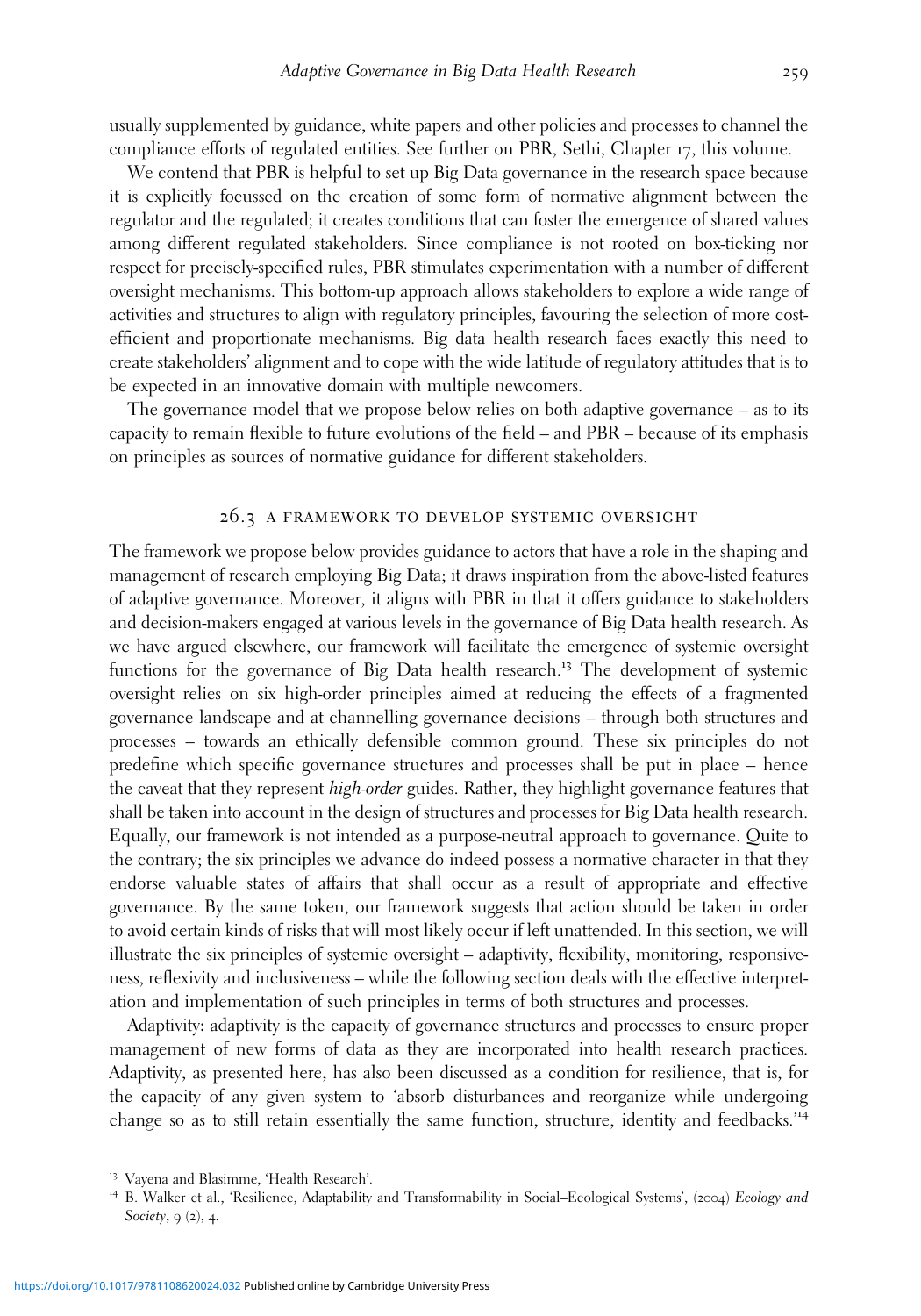usually supplemented by guidance, white papers and other policies and processes to channel the compliance efforts of regulated entities. See further on PBR, Sethi, Chapter 17, this volume.

We contend that PBR is helpful to set up Big Data governance in the research space because it is explicitly focussed on the creation of some form of normative alignment between the regulator and the regulated; it creates conditions that can foster the emergence of shared values among different regulated stakeholders. Since compliance is not rooted on box-ticking nor respect for precisely-specified rules, PBR stimulates experimentation with a number of different oversight mechanisms. This bottom-up approach allows stakeholders to explore a wide range of activities and structures to align with regulatory principles, favouring the selection of more cost-efficient and proportionate mechanisms. Big data health research faces exactly this need to create stakeholders' alignment and to cope with the wide latitude of regulatory attitudes that is to be expected in an innovative domain with multiple newcomers.

The governance model that we propose below relies on both adaptive governance – as to its capacity to remain flexible to future evolutions of the field – and PBR – because of its emphasis on principles as sources of normative guidance for different stakeholders.

## 26.3 A Framework to Develop Systemic Oversight

The framework we propose below provides guidance to actors that have a role in the shaping and management of research employing Big Data; it draws inspiration from the above-listed features of adaptive governance. Moreover, it aligns with PBR in that it offers guidance to stakeholders and decision-makers engaged at various levels in the governance of Big Data health research. As we have argued elsewhere, our framework will facilitate the emergence of systemic oversight functions for the governance of Big Data health research.[13] The development of systemic oversight relies on six high-order principles aimed at reducing the effects of a fragmented governance landscape and at channelling governance decisions – through both structures and processes – towards an ethically defensible common ground. These six principles do not predefine which specific governance structures and processes shall be put in place – hence the caveat that they represent *high-order* guides. Rather, they highlight governance features that shall be taken into account in the design of structures and processes for Big Data health research. Equally, our framework is not intended as a purpose-neutral approach to governance. Quite to the contrary; the six principles we advance do indeed possess a normative character in that they endorse valuable states of affairs that shall occur as a result of appropriate and effective governance. By the same token, our framework suggests that action should be taken in order to avoid certain kinds of risks that will most likely occur if left unattended. In this section, we will illustrate the six principles of systemic oversight – adaptivity, flexibility, monitoring, responsiveness, reflexivity and inclusiveness – while the following section deals with the effective interpretation and implementation of such principles in terms of both structures and processes.

Adaptivity: adaptivity is the capacity of governance structures and processes to ensure proper management of new forms of data as they are incorporated into health research practices. Adaptivity, as presented here, has also been discussed as a condition for resilience, that is, for the capacity of any given system to 'absorb disturbances and reorganize while undergoing change so as to still retain essentially the same function, structure, identity and feedbacks.'[14]

[13] Vayena and Blasimme, 'Health Research'.

[14] B. Walker et al., 'Resilience, Adaptability and Transformability in Social–Ecological Systems', (2004) *Ecology and Society*, 9 (2), 4.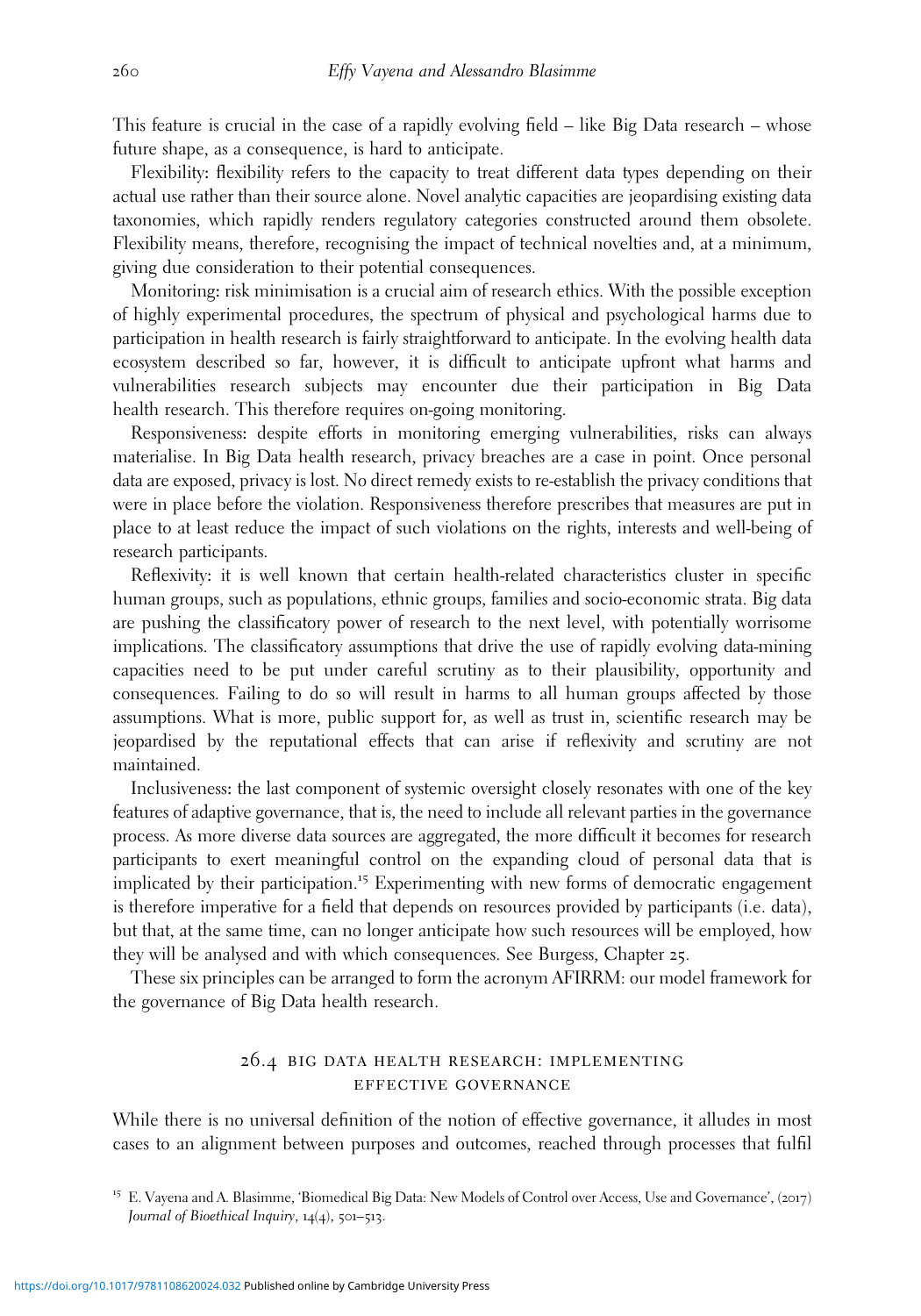This feature is crucial in the case of a rapidly evolving field – like Big Data research – whose future shape, as a consequence, is hard to anticipate.

Flexibility: flexibility refers to the capacity to treat different data types depending on their actual use rather than their source alone. Novel analytic capacities are jeopardising existing data taxonomies, which rapidly renders regulatory categories constructed around them obsolete. Flexibility means, therefore, recognising the impact of technical novelties and, at a minimum, giving due consideration to their potential consequences.

Monitoring: risk minimisation is a crucial aim of research ethics. With the possible exception of highly experimental procedures, the spectrum of physical and psychological harms due to participation in health research is fairly straightforward to anticipate. In the evolving health data ecosystem described so far, however, it is difficult to anticipate upfront what harms and vulnerabilities research subjects may encounter due their participation in Big Data health research. This therefore requires on-going monitoring.

Responsiveness: despite efforts in monitoring emerging vulnerabilities, risks can always materialise. In Big Data health research, privacy breaches are a case in point. Once personal data are exposed, privacy is lost. No direct remedy exists to re-establish the privacy conditions that were in place before the violation. Responsiveness therefore prescribes that measures are put in place to at least reduce the impact of such violations on the rights, interests and well-being of research participants.

Reflexivity: it is well known that certain health-related characteristics cluster in specific human groups, such as populations, ethnic groups, families and socio-economic strata. Big data are pushing the classificatory power of research to the next level, with potentially worrisome implications. The classificatory assumptions that drive the use of rapidly evolving data-mining capacities need to be put under careful scrutiny as to their plausibility, opportunity and consequences. Failing to do so will result in harms to all human groups affected by those assumptions. What is more, public support for, as well as trust in, scientific research may be jeopardised by the reputational effects that can arise if reflexivity and scrutiny are not maintained.

Inclusiveness: the last component of systemic oversight closely resonates with one of the key features of adaptive governance, that is, the need to include all relevant parties in the governance process. As more diverse data sources are aggregated, the more difficult it becomes for research participants to exert meaningful control on the expanding cloud of personal data that is implicated by their participation.[15] Experimenting with new forms of democratic engagement is therefore imperative for a field that depends on resources provided by participants (i.e. data), but that, at the same time, can no longer anticipate how such resources will be employed, how they will be analysed and with which consequences. See Burgess, Chapter 25.

These six principles can be arranged to form the acronym AFIRRM: our model framework for the governance of Big Data health research.

## 26.4 Big Data Health Research: Implementing Effective Governance

While there is no universal definition of the notion of effective governance, it alludes in most cases to an alignment between purposes and outcomes, reached through processes that fulfil

[15] E. Vayena and A. Blasimme, 'Biomedical Big Data: New Models of Control over Access, Use and Governance', (2017) *Journal of Bioethical Inquiry*, 14(4), 501–513.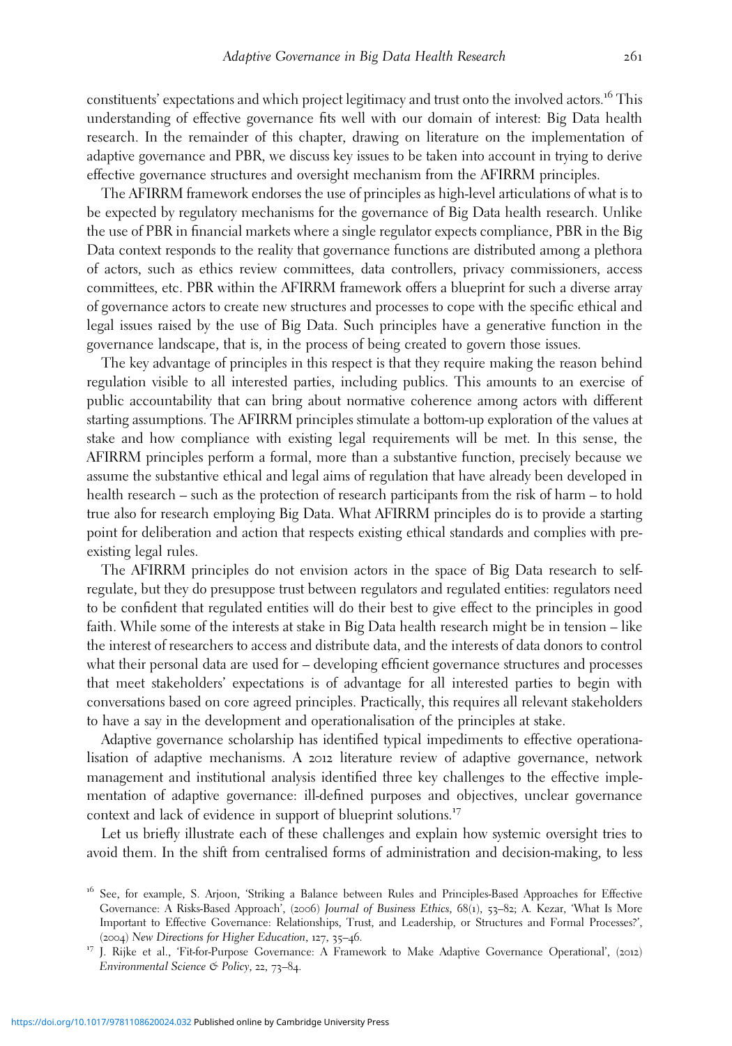constituents' expectations and which project legitimacy and trust onto the involved actors.[16] This understanding of effective governance fits well with our domain of interest: Big Data health research. In the remainder of this chapter, drawing on literature on the implementation of adaptive governance and PBR, we discuss key issues to be taken into account in trying to derive effective governance structures and oversight mechanism from the AFIRRM principles.

The AFIRRM framework endorses the use of principles as high-level articulations of what is to be expected by regulatory mechanisms for the governance of Big Data health research. Unlike the use of PBR in financial markets where a single regulator expects compliance, PBR in the Big Data context responds to the reality that governance functions are distributed among a plethora of actors, such as ethics review committees, data controllers, privacy commissioners, access committees, etc. PBR within the AFIRRM framework offers a blueprint for such a diverse array of governance actors to create new structures and processes to cope with the specific ethical and legal issues raised by the use of Big Data. Such principles have a generative function in the governance landscape, that is, in the process of being created to govern those issues.

The key advantage of principles in this respect is that they require making the reason behind regulation visible to all interested parties, including publics. This amounts to an exercise of public accountability that can bring about normative coherence among actors with different starting assumptions. The AFIRRM principles stimulate a bottom-up exploration of the values at stake and how compliance with existing legal requirements will be met. In this sense, the AFIRRM principles perform a formal, more than a substantive function, precisely because we assume the substantive ethical and legal aims of regulation that have already been developed in health research – such as the protection of research participants from the risk of harm – to hold true also for research employing Big Data. What AFIRRM principles do is to provide a starting point for deliberation and action that respects existing ethical standards and complies with pre-existing legal rules.

The AFIRRM principles do not envision actors in the space of Big Data research to self-regulate, but they do presuppose trust between regulators and regulated entities: regulators need to be confident that regulated entities will do their best to give effect to the principles in good faith. While some of the interests at stake in Big Data health research might be in tension – like the interest of researchers to access and distribute data, and the interests of data donors to control what their personal data are used for – developing efficient governance structures and processes that meet stakeholders' expectations is of advantage for all interested parties to begin with conversations based on core agreed principles. Practically, this requires all relevant stakeholders to have a say in the development and operationalisation of the principles at stake.

Adaptive governance scholarship has identified typical impediments to effective operationalisation of adaptive mechanisms. A 2012 literature review of adaptive governance, network management and institutional analysis identified three key challenges to the effective implementation of adaptive governance: ill-defined purposes and objectives, unclear governance context and lack of evidence in support of blueprint solutions.[17]

Let us briefly illustrate each of these challenges and explain how systemic oversight tries to avoid them. In the shift from centralised forms of administration and decision-making, to less

[16] See, for example, S. Arjoon, 'Striking a Balance between Rules and Principles-Based Approaches for Effective Governance: A Risks-Based Approach', (2006) *Journal of Business Ethics*, 68(1), 53–82; A. Kezar, 'What Is More Important to Effective Governance: Relationships, Trust, and Leadership, or Structures and Formal Processes?', (2004) *New Directions for Higher Education*, 127, 35–46.

[17] J. Rijke et al., 'Fit-for-Purpose Governance: A Framework to Make Adaptive Governance Operational', (2012) *Environmental Science & Policy*, 22, 73–84.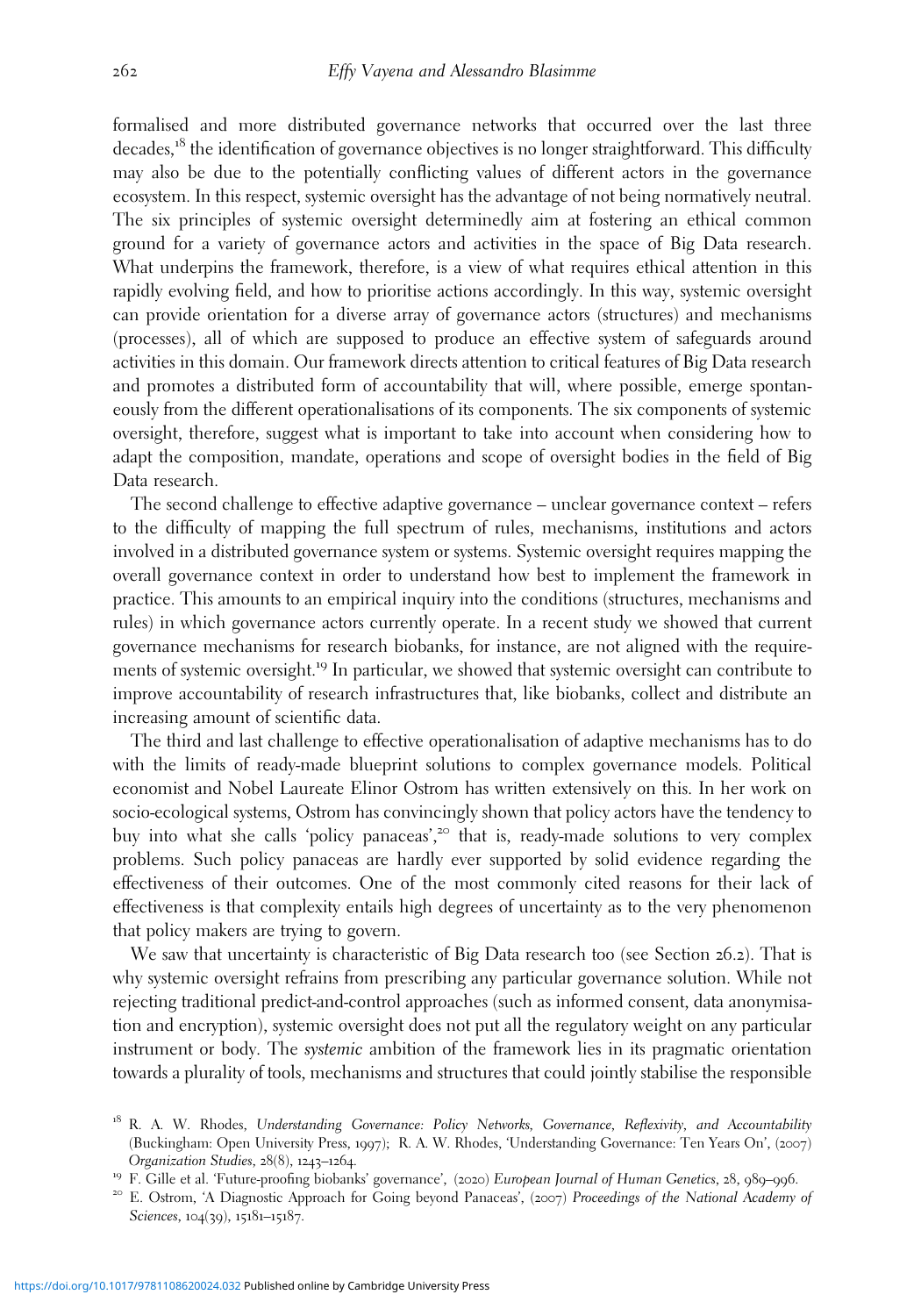formalised and more distributed governance networks that occurred over the last three decades,[18] the identification of governance objectives is no longer straightforward. This difficulty may also be due to the potentially conflicting values of different actors in the governance ecosystem. In this respect, systemic oversight has the advantage of not being normatively neutral. The six principles of systemic oversight determinedly aim at fostering an ethical common ground for a variety of governance actors and activities in the space of Big Data research. What underpins the framework, therefore, is a view of what requires ethical attention in this rapidly evolving field, and how to prioritise actions accordingly. In this way, systemic oversight can provide orientation for a diverse array of governance actors (structures) and mechanisms (processes), all of which are supposed to produce an effective system of safeguards around activities in this domain. Our framework directs attention to critical features of Big Data research and promotes a distributed form of accountability that will, where possible, emerge spontaneously from the different operationalisations of its components. The six components of systemic oversight, therefore, suggest what is important to take into account when considering how to adapt the composition, mandate, operations and scope of oversight bodies in the field of Big Data research.

The second challenge to effective adaptive governance – unclear governance context – refers to the difficulty of mapping the full spectrum of rules, mechanisms, institutions and actors involved in a distributed governance system or systems. Systemic oversight requires mapping the overall governance context in order to understand how best to implement the framework in practice. This amounts to an empirical inquiry into the conditions (structures, mechanisms and rules) in which governance actors currently operate. In a recent study we showed that current governance mechanisms for research biobanks, for instance, are not aligned with the requirements of systemic oversight.[19] In particular, we showed that systemic oversight can contribute to improve accountability of research infrastructures that, like biobanks, collect and distribute an increasing amount of scientific data.

The third and last challenge to effective operationalisation of adaptive mechanisms has to do with the limits of ready-made blueprint solutions to complex governance models. Political economist and Nobel Laureate Elinor Ostrom has written extensively on this. In her work on socio-ecological systems, Ostrom has convincingly shown that policy actors have the tendency to buy into what she calls 'policy panaceas',[20] that is, ready-made solutions to very complex problems. Such policy panaceas are hardly ever supported by solid evidence regarding the effectiveness of their outcomes. One of the most commonly cited reasons for their lack of effectiveness is that complexity entails high degrees of uncertainty as to the very phenomenon that policy makers are trying to govern.

We saw that uncertainty is characteristic of Big Data research too (see Section 26.2). That is why systemic oversight refrains from prescribing any particular governance solution. While not rejecting traditional predict-and-control approaches (such as informed consent, data anonymisation and encryption), systemic oversight does not put all the regulatory weight on any particular instrument or body. The *systemic* ambition of the framework lies in its pragmatic orientation towards a plurality of tools, mechanisms and structures that could jointly stabilise the responsible

---

[18] R. A. W. Rhodes, *Understanding Governance: Policy Networks, Governance, Reflexivity, and Accountability* (Buckingham: Open University Press, 1997); R. A. W. Rhodes, 'Understanding Governance: Ten Years On', (2007) *Organization Studies*, 28(8), 1243–1264.

[19] F. Gille et al. 'Future-proofing biobanks' governance', (2020) *European Journal of Human Genetics*, 28, 989–996.

[20] E. Ostrom, 'A Diagnostic Approach for Going beyond Panaceas', (2007) *Proceedings of the National Academy of Sciences*, 104(39), 15181–15187.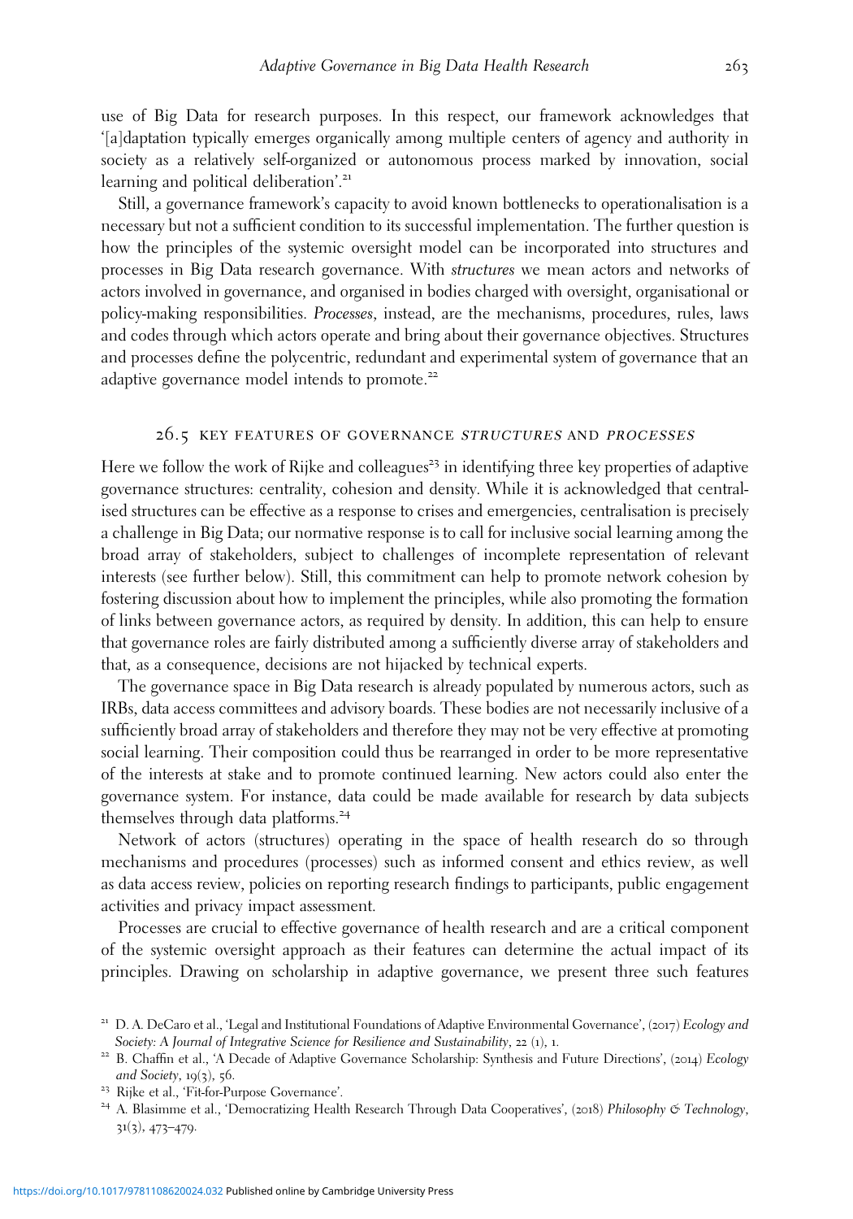use of Big Data for research purposes. In this respect, our framework acknowledges that '[a]daptation typically emerges organically among multiple centers of agency and authority in society as a relatively self-organized or autonomous process marked by innovation, social learning and political deliberation'.[21]

Still, a governance framework's capacity to avoid known bottlenecks to operationalisation is a necessary but not a sufficient condition to its successful implementation. The further question is how the principles of the systemic oversight model can be incorporated into structures and processes in Big Data research governance. With *structures* we mean actors and networks of actors involved in governance, and organised in bodies charged with oversight, organisational or policy-making responsibilities. *Processes*, instead, are the mechanisms, procedures, rules, laws and codes through which actors operate and bring about their governance objectives. Structures and processes define the polycentric, redundant and experimental system of governance that an adaptive governance model intends to promote.[22]

## 26.5 Key Features of Governance *Structures* and *Processes*

Here we follow the work of Rijke and colleagues[23] in identifying three key properties of adaptive governance structures: centrality, cohesion and density. While it is acknowledged that centralised structures can be effective as a response to crises and emergencies, centralisation is precisely a challenge in Big Data; our normative response is to call for inclusive social learning among the broad array of stakeholders, subject to challenges of incomplete representation of relevant interests (see further below). Still, this commitment can help to promote network cohesion by fostering discussion about how to implement the principles, while also promoting the formation of links between governance actors, as required by density. In addition, this can help to ensure that governance roles are fairly distributed among a sufficiently diverse array of stakeholders and that, as a consequence, decisions are not hijacked by technical experts.

The governance space in Big Data research is already populated by numerous actors, such as IRBs, data access committees and advisory boards. These bodies are not necessarily inclusive of a sufficiently broad array of stakeholders and therefore they may not be very effective at promoting social learning. Their composition could thus be rearranged in order to be more representative of the interests at stake and to promote continued learning. New actors could also enter the governance system. For instance, data could be made available for research by data subjects themselves through data platforms.[24]

Network of actors (structures) operating in the space of health research do so through mechanisms and procedures (processes) such as informed consent and ethics review, as well as data access review, policies on reporting research findings to participants, public engagement activities and privacy impact assessment.

Processes are crucial to effective governance of health research and are a critical component of the systemic oversight approach as their features can determine the actual impact of its principles. Drawing on scholarship in adaptive governance, we present three such features

[21] D. A. DeCaro et al., 'Legal and Institutional Foundations of Adaptive Environmental Governance', (2017) *Ecology and Society: A Journal of Integrative Science for Resilience and Sustainability*, 22 (1), 1.

[22] B. Chaffin et al., 'A Decade of Adaptive Governance Scholarship: Synthesis and Future Directions', (2014) *Ecology and Society*, 19(3), 56.

[23] Rijke et al., 'Fit-for-Purpose Governance'.

[24] A. Blasimme et al., 'Democratizing Health Research Through Data Cooperatives', (2018) *Philosophy & Technology*, 31(3), 473–479.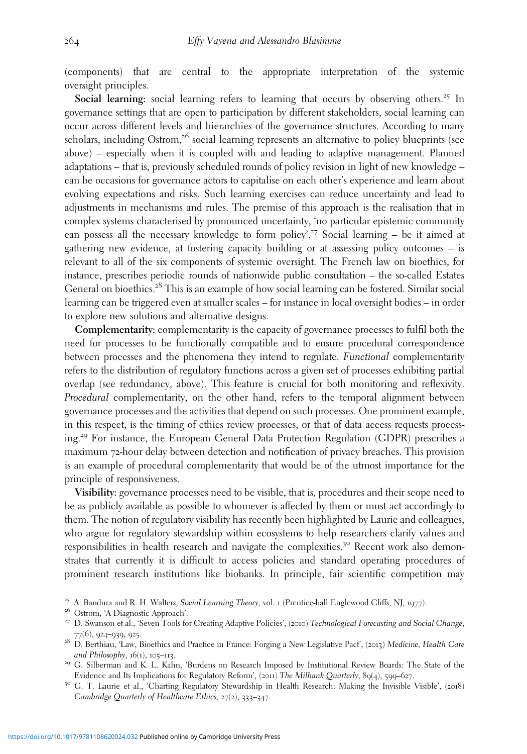(components) that are central to the appropriate interpretation of the systemic oversight principles.

**Social learning:** social learning refers to learning that occurs by observing others.[25] In governance settings that are open to participation by different stakeholders, social learning can occur across different levels and hierarchies of the governance structures. According to many scholars, including Ostrom,[26] social learning represents an alternative to policy blueprints (see above) – especially when it is coupled with and leading to adaptive management. Planned adaptations – that is, previously scheduled rounds of policy revision in light of new knowledge – can be occasions for governance actors to capitalise on each other's experience and learn about evolving expectations and risks. Such learning exercises can reduce uncertainty and lead to adjustments in mechanisms and rules. The premise of this approach is the realisation that in complex systems characterised by pronounced uncertainty, 'no particular epistemic community can possess all the necessary knowledge to form policy'.[27] Social learning – be it aimed at gathering new evidence, at fostering capacity building or at assessing policy outcomes – is relevant to all of the six components of systemic oversight. The French law on bioethics, for instance, prescribes periodic rounds of nationwide public consultation – the so-called Estates General on bioethics.[28] This is an example of how social learning can be fostered. Similar social learning can be triggered even at smaller scales – for instance in local oversight bodies – in order to explore new solutions and alternative designs.

**Complementarity:** complementarity is the capacity of governance processes to fulfil both the need for processes to be functionally compatible and to ensure procedural correspondence between processes and the phenomena they intend to regulate. *Functional* complementarity refers to the distribution of regulatory functions across a given set of processes exhibiting partial overlap (see redundancy, above). This feature is crucial for both monitoring and reflexivity. *Procedural* complementarity, on the other hand, refers to the temporal alignment between governance processes and the activities that depend on such processes. One prominent example, in this respect, is the timing of ethics review processes, or that of data access requests processing.[29] For instance, the European General Data Protection Regulation (GDPR) prescribes a maximum 72-hour delay between detection and notification of privacy breaches. This provision is an example of procedural complementarity that would be of the utmost importance for the principle of responsiveness.

**Visibility:** governance processes need to be visible, that is, procedures and their scope need to be as publicly available as possible to whomever is affected by them or must act accordingly to them. The notion of regulatory visibility has recently been highlighted by Laurie and colleagues, who argue for regulatory stewardship within ecosystems to help researchers clarify values and responsibilities in health research and navigate the complexities.[30] Recent work also demonstrates that currently it is difficult to access policies and standard operating procedures of prominent research institutions like biobanks. In principle, fair scientific competition may

---

[25] A. Bandura and R. H. Walters, *Social Learning Theory*, vol. 1 (Prentice-hall Englewood Cliffs, NJ, 1977).

[26] Ostrom, 'A Diagnostic Approach'.

[27] D. Swanson et al., 'Seven Tools for Creating Adaptive Policies', (2010) *Technological Forecasting and Social Change*, 77(6), 924–939, 925.

[28] D. Berthiau, 'Law, Bioethics and Practice in France: Forging a New Legislative Pact', (2013) *Medicine, Health Care and Philosophy*, 16(1), 105–113.

[29] G. Silberman and K. L. Kahn, 'Burdens on Research Imposed by Institutional Review Boards: The State of the Evidence and Its Implications for Regulatory Reform', (2011) *The Milbank Quarterly*, 89(4), 599–627.

[30] G. T. Laurie et al., 'Charting Regulatory Stewardship in Health Research: Making the Invisible Visible', (2018) *Cambridge Quarterly of Healthcare Ethics*, 27(2), 333–347.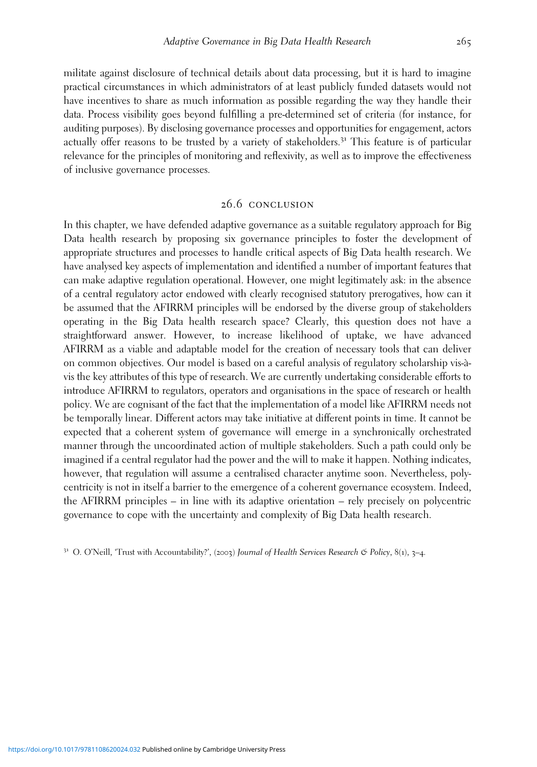militate against disclosure of technical details about data processing, but it is hard to imagine practical circumstances in which administrators of at least publicly funded datasets would not have incentives to share as much information as possible regarding the way they handle their data. Process visibility goes beyond fulfilling a pre-determined set of criteria (for instance, for auditing purposes). By disclosing governance processes and opportunities for engagement, actors actually offer reasons to be trusted by a variety of stakeholders.[31] This feature is of particular relevance for the principles of monitoring and reflexivity, as well as to improve the effectiveness of inclusive governance processes.

## 26.6 CONCLUSION

In this chapter, we have defended adaptive governance as a suitable regulatory approach for Big Data health research by proposing six governance principles to foster the development of appropriate structures and processes to handle critical aspects of Big Data health research. We have analysed key aspects of implementation and identified a number of important features that can make adaptive regulation operational. However, one might legitimately ask: in the absence of a central regulatory actor endowed with clearly recognised statutory prerogatives, how can it be assumed that the AFIRRM principles will be endorsed by the diverse group of stakeholders operating in the Big Data health research space? Clearly, this question does not have a straightforward answer. However, to increase likelihood of uptake, we have advanced AFIRRM as a viable and adaptable model for the creation of necessary tools that can deliver on common objectives. Our model is based on a careful analysis of regulatory scholarship vis-à-vis the key attributes of this type of research. We are currently undertaking considerable efforts to introduce AFIRRM to regulators, operators and organisations in the space of research or health policy. We are cognisant of the fact that the implementation of a model like AFIRRM needs not be temporally linear. Different actors may take initiative at different points in time. It cannot be expected that a coherent system of governance will emerge in a synchronically orchestrated manner through the uncoordinated action of multiple stakeholders. Such a path could only be imagined if a central regulator had the power and the will to make it happen. Nothing indicates, however, that regulation will assume a centralised character anytime soon. Nevertheless, polycentricity is not in itself a barrier to the emergence of a coherent governance ecosystem. Indeed, the AFIRRM principles – in line with its adaptive orientation – rely precisely on polycentric governance to cope with the uncertainty and complexity of Big Data health research.

[31] O. O'Neill, 'Trust with Accountability?', (2003) *Journal of Health Services Research & Policy*, 8(1), 3–4.